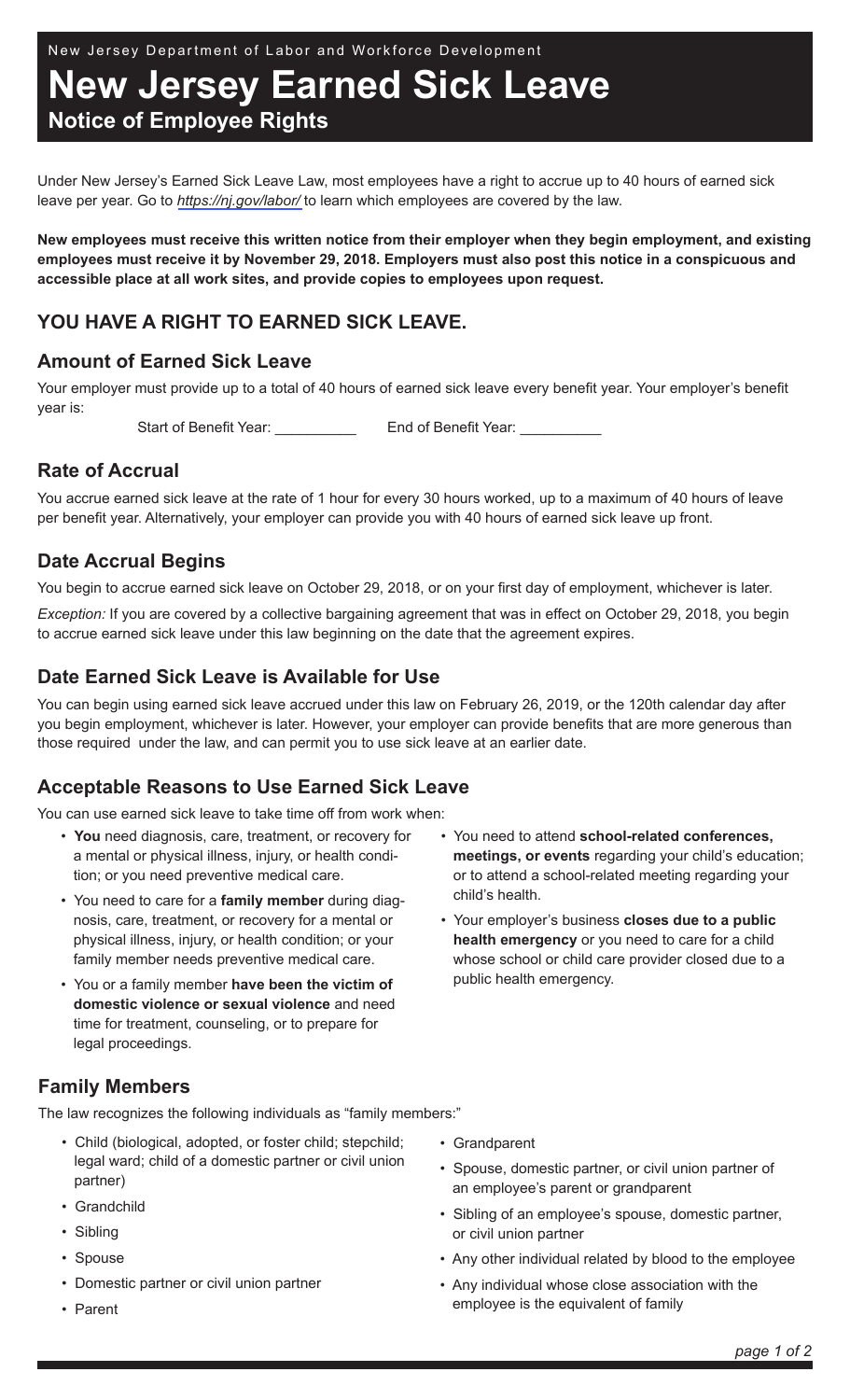New Jersey Department of Labor and Workforce Development

# New Jersey Earned Sick Leave

## Notice of Employee Rights

Under New Jersey's Earned Sick Leave Law, most employees have a right to accrue up to 40 hours of earned sick leave per year. Go to *https://nj.gov/labor/* to learn which employees are covered by the law.

**New employees must receive this written notice from their employer when they begin employment, and existing employees must receive it by November 29, 2018. Employers must also post this notice in a conspicuous and accessible place at all work sites, and provide copies to employees upon request.**

## YOU HAVE A RIGHT TO EARNED SICK LEAVE.

### Amount of Earned Sick Leave

Your employer must provide up to a total of 40 hours of earned sick leave every benefit year. Your employer's benefit year is:

Start of Benefit Year: __________ End of Benefit Year: __________

### Rate of Accrual

You accrue earned sick leave at the rate of 1 hour for every 30 hours worked, up to a maximum of 40 hours of leave per benefit year. Alternatively, your employer can provide you with 40 hours of earned sick leave up front.

### Date Accrual Begins

You begin to accrue earned sick leave on October 29, 2018, or on your first day of employment, whichever is later.

*Exception:* If you are covered by a collective bargaining agreement that was in effect on October 29, 2018, you begin to accrue earned sick leave under this law beginning on the date that the agreement expires.

### Date Earned Sick Leave is Available for Use

You can begin using earned sick leave accrued under this law on February 26, 2019, or the 120th calendar day after you begin employment, whichever is later. However, your employer can provide benefits that are more generous than those required under the law, and can permit you to use sick leave at an earlier date.

### Acceptable Reasons to Use Earned Sick Leave

You can use earned sick leave to take time off from work when:

- **You** need diagnosis, care, treatment, or recovery for a mental or physical illness, injury, or health condition; or you need preventive medical care.
- You need to care for a **family member** during diagnosis, care, treatment, or recovery for a mental or physical illness, injury, or health condition; or your family member needs preventive medical care.
- You or a family member **have been the victim of domestic violence or sexual violence** and need time for treatment, counseling, or to prepare for legal proceedings.
- You need to attend **school-related conferences, meetings, or events** regarding your child's education; or to attend a school-related meeting regarding your child's health.
- Your employer's business **closes due to a public health emergency** or you need to care for a child whose school or child care provider closed due to a public health emergency.

### Family Members

The law recognizes the following individuals as "family members:"

- Child (biological, adopted, or foster child; stepchild; legal ward; child of a domestic partner or civil union partner)
- Grandchild
- Sibling
- Spouse
- Domestic partner or civil union partner
- Parent
- Grandparent
- Spouse, domestic partner, or civil union partner of an employee's parent or grandparent
- Sibling of an employee's spouse, domestic partner, or civil union partner
- Any other individual related by blood to the employee
- Any individual whose close association with the employee is the equivalent of family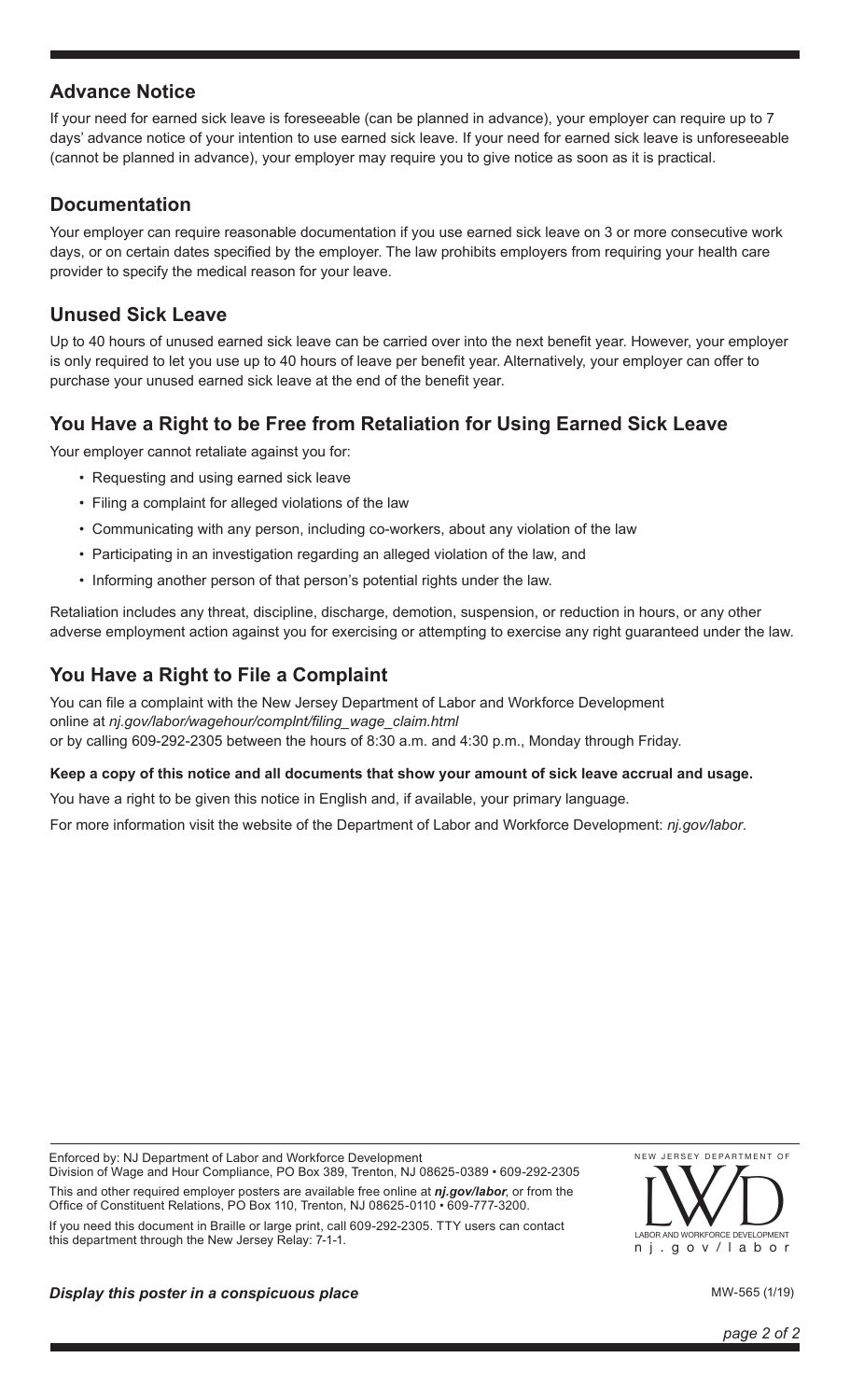## Advance Notice

If your need for earned sick leave is foreseeable (can be planned in advance), your employer can require up to 7 days' advance notice of your intention to use earned sick leave. If your need for earned sick leave is unforeseeable (cannot be planned in advance), your employer may require you to give notice as soon as it is practical.

## Documentation

Your employer can require reasonable documentation if you use earned sick leave on 3 or more consecutive work days, or on certain dates specified by the employer. The law prohibits employers from requiring your health care provider to specify the medical reason for your leave.

## Unused Sick Leave

Up to 40 hours of unused earned sick leave can be carried over into the next benefit year. However, your employer is only required to let you use up to 40 hours of leave per benefit year. Alternatively, your employer can offer to purchase your unused earned sick leave at the end of the benefit year.

## You Have a Right to be Free from Retaliation for Using Earned Sick Leave

Your employer cannot retaliate against you for:

- Requesting and using earned sick leave
- Filing a complaint for alleged violations of the law
- Communicating with any person, including co-workers, about any violation of the law
- Participating in an investigation regarding an alleged violation of the law, and
- Informing another person of that person's potential rights under the law.

Retaliation includes any threat, discipline, discharge, demotion, suspension, or reduction in hours, or any other adverse employment action against you for exercising or attempting to exercise any right guaranteed under the law.

## You Have a Right to File a Complaint

You can file a complaint with the New Jersey Department of Labor and Workforce Development online at *nj.gov/labor/wagehour/complnt/filing_wage_claim.html* or by calling 609-292-2305 between the hours of 8:30 a.m. and 4:30 p.m., Monday through Friday.

**Keep a copy of this notice and all documents that show your amount of sick leave accrual and usage.**

You have a right to be given this notice in English and, if available, your primary language.

For more information visit the website of the Department of Labor and Workforce Development: *nj.gov/labor*.

Enforced by: NJ Department of Labor and Workforce Development
Division of Wage and Hour Compliance, PO Box 389, Trenton, NJ 08625-0389 • 609-292-2305

This and other required employer posters are available free online at ***nj.gov/labor***, or from the Office of Constituent Relations, PO Box 110, Trenton, NJ 08625-0110 • 609-777-3200.

If you need this document in Braille or large print, call 609-292-2305. TTY users can contact this department through the New Jersey Relay: 7-1-1.

NEW JERSEY DEPARTMENT OF LABOR AND WORKFORCE DEVELOPMENT
nj.gov/labor

***Display this poster in a conspicuous place***

MW-565 (1/19)